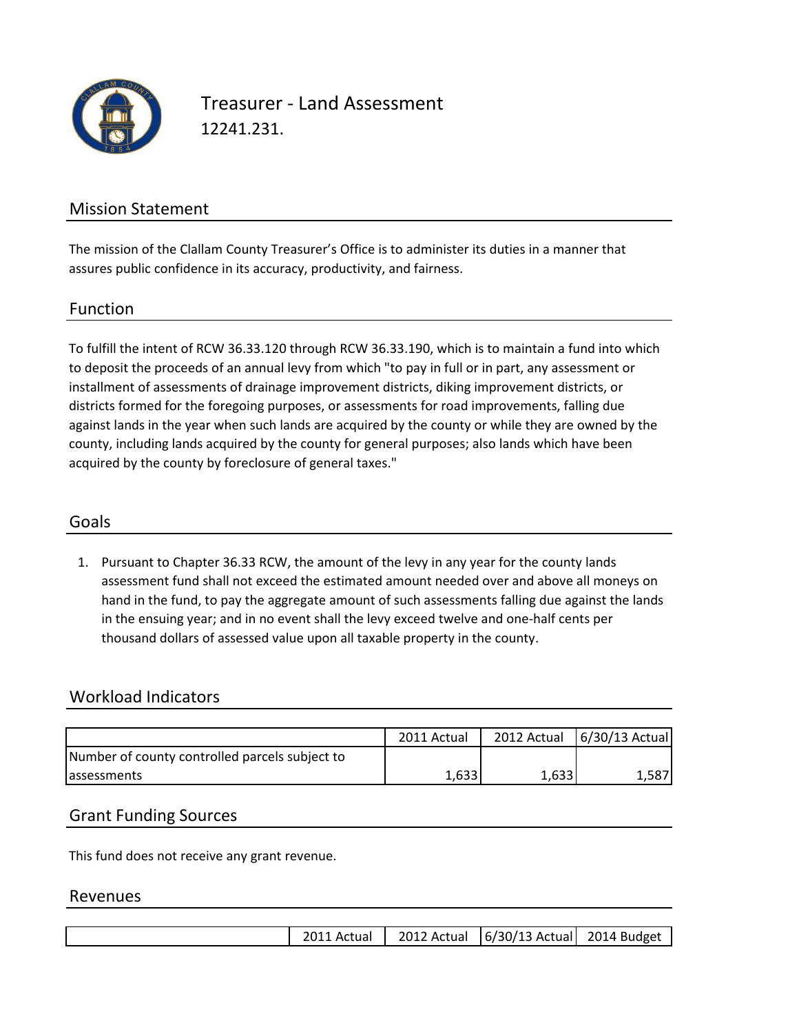# Treasurer - Land Assessment

12241.231.

## Mission Statement

The mission of the Clallam County Treasurer's Office is to administer its duties in a manner that assures public confidence in its accuracy, productivity, and fairness.

## Function

To fulfill the intent of RCW 36.33.120 through RCW 36.33.190, which is to maintain a fund into which to deposit the proceeds of an annual levy from which "to pay in full or in part, any assessment or installment of assessments of drainage improvement districts, diking improvement districts, or districts formed for the foregoing purposes, or assessments for road improvements, falling due against lands in the year when such lands are acquired by the county or while they are owned by the county, including lands acquired by the county for general purposes; also lands which have been acquired by the county by foreclosure of general taxes."

## Goals

1. Pursuant to Chapter 36.33 RCW, the amount of the levy in any year for the county lands assessment fund shall not exceed the estimated amount needed over and above all moneys on hand in the fund, to pay the aggregate amount of such assessments falling due against the lands in the ensuing year; and in no event shall the levy exceed twelve and one-half cents per thousand dollars of assessed value upon all taxable property in the county.

## Workload Indicators

| | 2011 Actual | 2012 Actual | 6/30/13 Actual |
|---|---|---|---|
| Number of county controlled parcels subject to assessments | 1,633 | 1,633 | 1,587 |

## Grant Funding Sources

This fund does not receive any grant revenue.

## Revenues

| | 2011 Actual | 2012 Actual | 6/30/13 Actual | 2014 Budget |
|---|---|---|---|---|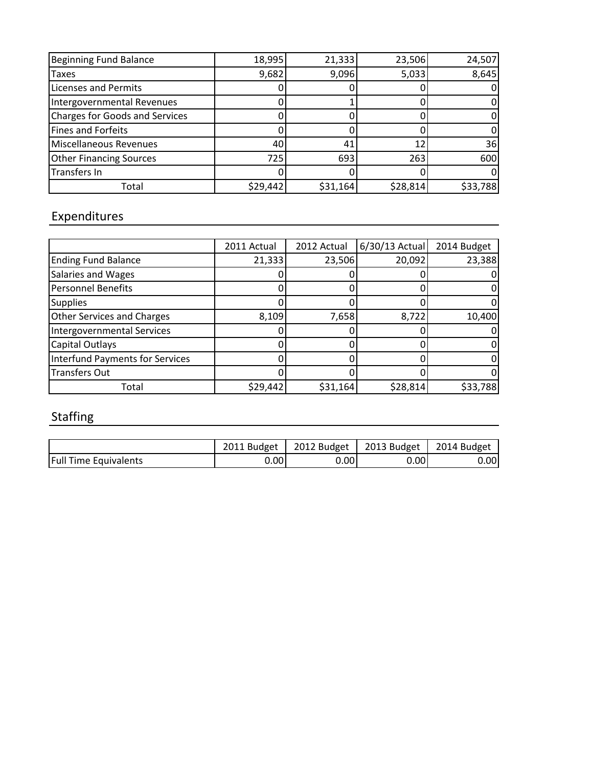| | | | | |
|---|---|---|---|---|
| Beginning Fund Balance | 18,995 | 21,333 | 23,506 | 24,507 |
| Taxes | 9,682 | 9,096 | 5,033 | 8,645 |
| Licenses and Permits | 0 | 0 | 0 | 0 |
| Intergovernmental Revenues | 0 | 1 | 0 | 0 |
| Charges for Goods and Services | 0 | 0 | 0 | 0 |
| Fines and Forfeits | 0 | 0 | 0 | 0 |
| Miscellaneous Revenues | 40 | 41 | 12 | 36 |
| Other Financing Sources | 725 | 693 | 263 | 600 |
| Transfers In | 0 | 0 | 0 | 0 |
| Total | $29,442 | $31,164 | $28,814 | $33,788 |

## Expenditures

| | 2011 Actual | 2012 Actual | 6/30/13 Actual | 2014 Budget |
|---|---|---|---|---|
| Ending Fund Balance | 21,333 | 23,506 | 20,092 | 23,388 |
| Salaries and Wages | 0 | 0 | 0 | 0 |
| Personnel Benefits | 0 | 0 | 0 | 0 |
| Supplies | 0 | 0 | 0 | 0 |
| Other Services and Charges | 8,109 | 7,658 | 8,722 | 10,400 |
| Intergovernmental Services | 0 | 0 | 0 | 0 |
| Capital Outlays | 0 | 0 | 0 | 0 |
| Interfund Payments for Services | 0 | 0 | 0 | 0 |
| Transfers Out | 0 | 0 | 0 | 0 |
| Total | $29,442 | $31,164 | $28,814 | $33,788 |

## Staffing

| | 2011 Budget | 2012 Budget | 2013 Budget | 2014 Budget |
|---|---|---|---|---|
| Full Time Equivalents | 0.00 | 0.00 | 0.00 | 0.00 |